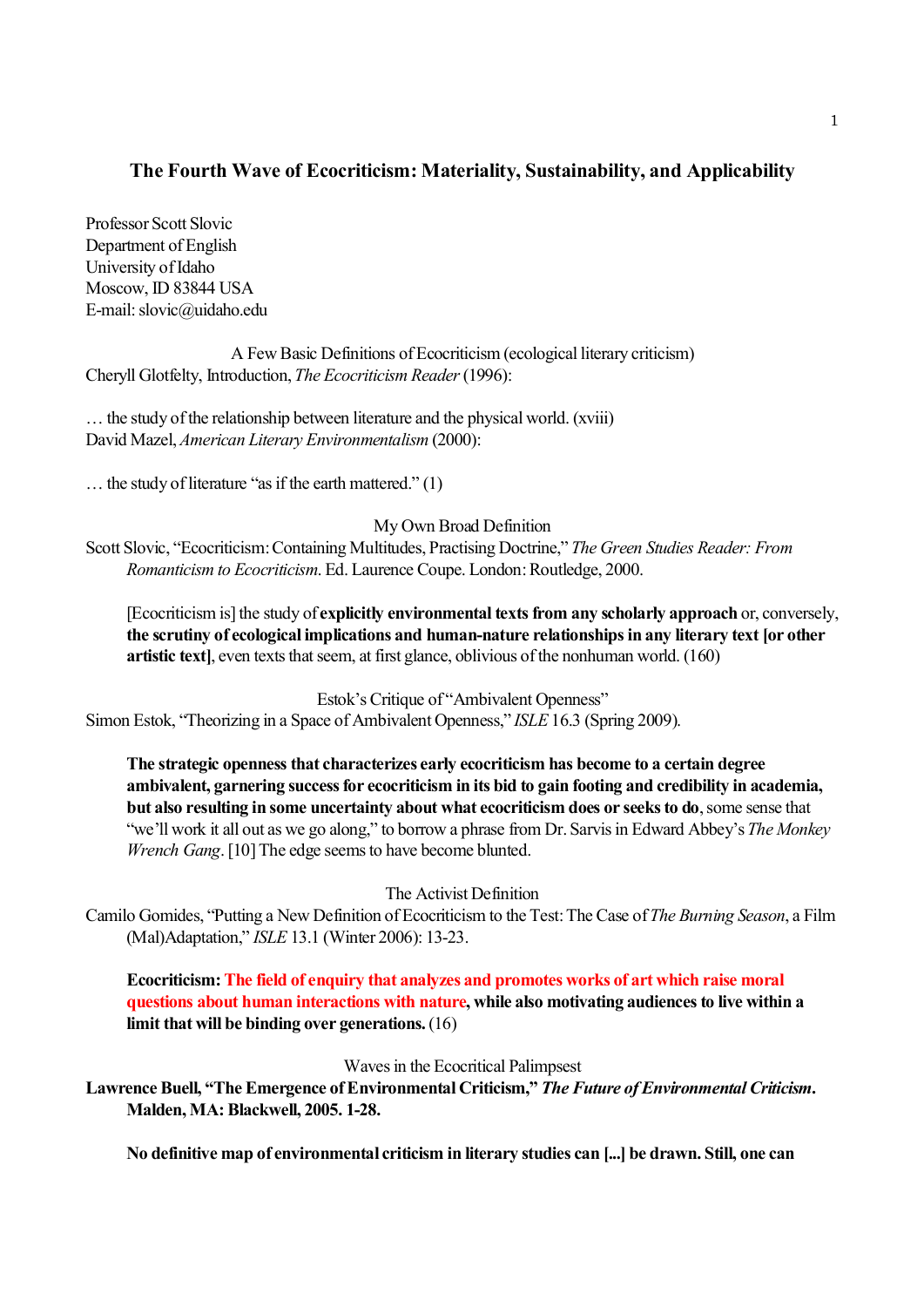# The Fourth Wave of Ecocriticism: Materiality, Sustainability, and Applicability

Professor Scott Slovic
Department of English
University of Idaho
Moscow, ID 83844 USA
E-mail: slovic@uidaho.edu

## A Few Basic Definitions of Ecocriticism (ecological literary criticism)

Cheryll Glotfelty, Introduction, *The Ecocriticism Reader* (1996):

… the study of the relationship between literature and the physical world. (xviii)

David Mazel, *American Literary Environmentalism* (2000):

… the study of literature "as if the earth mattered." (1)

## My Own Broad Definition

Scott Slovic, "Ecocriticism: Containing Multitudes, Practising Doctrine," *The Green Studies Reader: From Romanticism to Ecocriticism*. Ed. Laurence Coupe. London: Routledge, 2000.

> [Ecocriticism is] the study of **explicitly environmental texts from any scholarly approach** or, conversely, **the scrutiny of ecological implications and human-nature relationships in any literary text [or other artistic text]**, even texts that seem, at first glance, oblivious of the nonhuman world. (160)

## Estok's Critique of "Ambivalent Openness"

Simon Estok, "Theorizing in a Space of Ambivalent Openness," *ISLE* 16.3 (Spring 2009).

> **The strategic openness that characterizes early ecocriticism has become to a certain degree ambivalent, garnering success for ecocriticism in its bid to gain footing and credibility in academia, but also resulting in some uncertainty about what ecocriticism does or seeks to do**, some sense that "we'll work it all out as we go along," to borrow a phrase from Dr. Sarvis in Edward Abbey's *The Monkey Wrench Gang*. [10] The edge seems to have become blunted.

## The Activist Definition

Camilo Gomides, "Putting a New Definition of Ecocriticism to the Test: The Case of *The Burning Season*, a Film (Mal)Adaptation," *ISLE* 13.1 (Winter 2006): 13-23.

> **Ecocriticism: The field of enquiry that analyzes and promotes works of art which raise moral questions about human interactions with nature, while also motivating audiences to live within a limit that will be binding over generations.** (16)

## Waves in the Ecocritical Palimpsest

**Lawrence Buell, "The Emergence of Environmental Criticism," *The Future of Environmental Criticism*. Malden, MA: Blackwell, 2005. 1-28.**

> **No definitive map of environmental criticism in literary studies can [...] be drawn. Still, one can**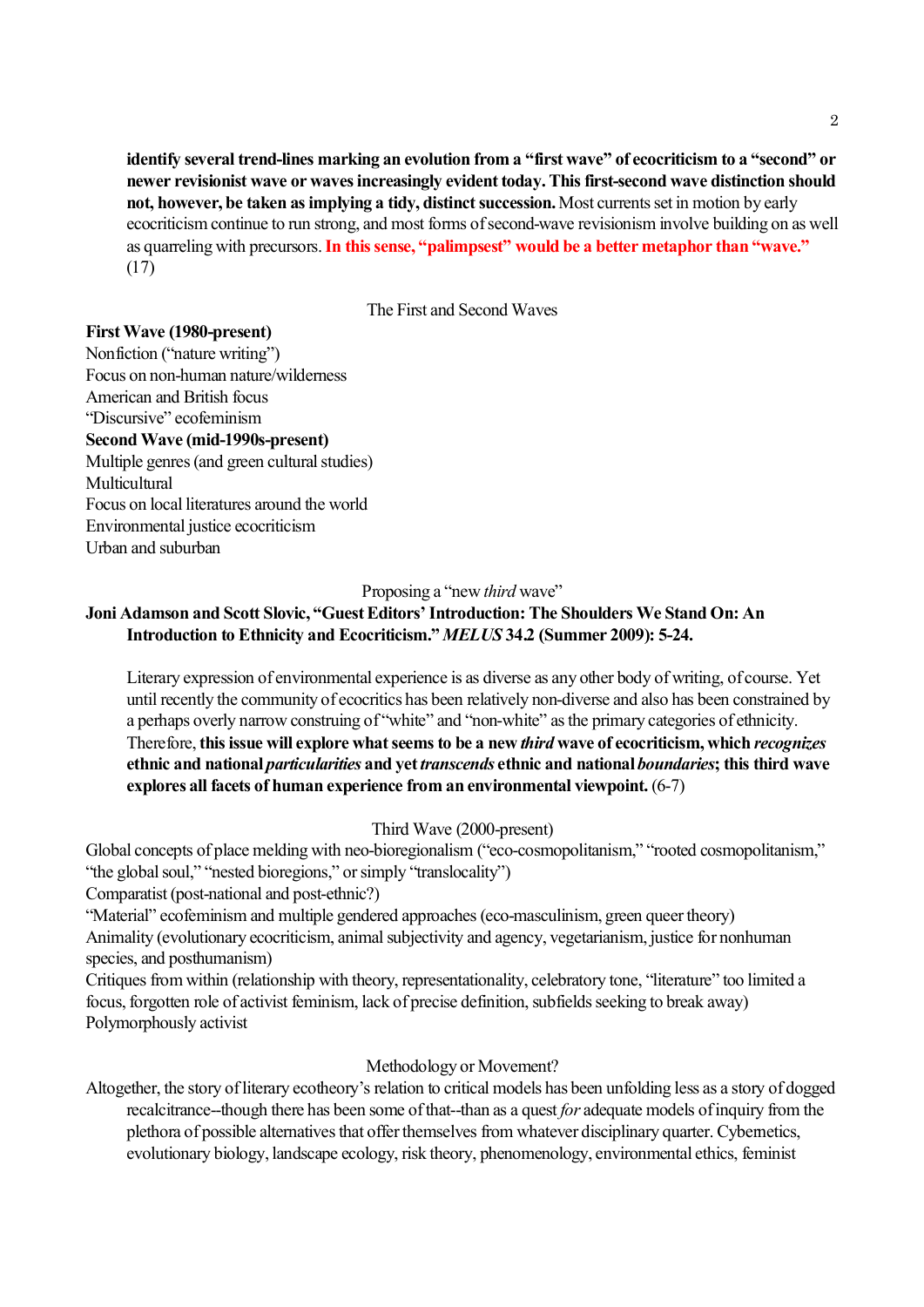> **identify several trend-lines marking an evolution from a "first wave" of ecocriticism to a "second" or newer revisionist wave or waves increasingly evident today. This first-second wave distinction should not, however, be taken as implying a tidy, distinct succession.** Most currents set in motion by early ecocriticism continue to run strong, and most forms of second-wave revisionism involve building on as well as quarreling with precursors. **In this sense, "palimpsest" would be a better metaphor than "wave."** (17)

The First and Second Waves

**First Wave (1980-present)**
Nonfiction ("nature writing")
Focus on non-human nature/wilderness
American and British focus
"Discursive" ecofeminism
**Second Wave (mid-1990s-present)**
Multiple genres (and green cultural studies)
Multicultural
Focus on local literatures around the world
Environmental justice ecocriticism
Urban and suburban

Proposing a "new *third* wave"

**Joni Adamson and Scott Slovic, "Guest Editors' Introduction: The Shoulders We Stand On: An Introduction to Ethnicity and Ecocriticism."** ***MELUS*** **34.2 (Summer 2009): 5-24.**

> Literary expression of environmental experience is as diverse as any other body of writing, of course. Yet until recently the community of ecocritics has been relatively non-diverse and also has been constrained by a perhaps overly narrow construing of "white" and "non-white" as the primary categories of ethnicity. Therefore, **this issue will explore what seems to be a new** ***third*** **wave of ecocriticism, which** ***recognizes*** **ethnic and national** ***particularities*** **and yet** ***transcends*** **ethnic and national** ***boundaries*****; this third wave explores all facets of human experience from an environmental viewpoint.** (6-7)

Third Wave (2000-present)

Global concepts of place melding with neo-bioregionalism ("eco-cosmopolitanism," "rooted cosmopolitanism," "the global soul," "nested bioregions," or simply "translocality")
Comparatist (post-national and post-ethnic?)
"Material" ecofeminism and multiple gendered approaches (eco-masculinism, green queer theory)
Animality (evolutionary ecocriticism, animal subjectivity and agency, vegetarianism, justice for nonhuman species, and posthumanism)
Critiques from within (relationship with theory, representationality, celebratory tone, "literature" too limited a focus, forgotten role of activist feminism, lack of precise definition, subfields seeking to break away)
Polymorphously activist

Methodology or Movement?

Altogether, the story of literary ecotheory's relation to critical models has been unfolding less as a story of dogged recalcitrance--though there has been some of that--than as a quest *for* adequate models of inquiry from the plethora of possible alternatives that offer themselves from whatever disciplinary quarter. Cybernetics, evolutionary biology, landscape ecology, risk theory, phenomenology, environmental ethics, feminist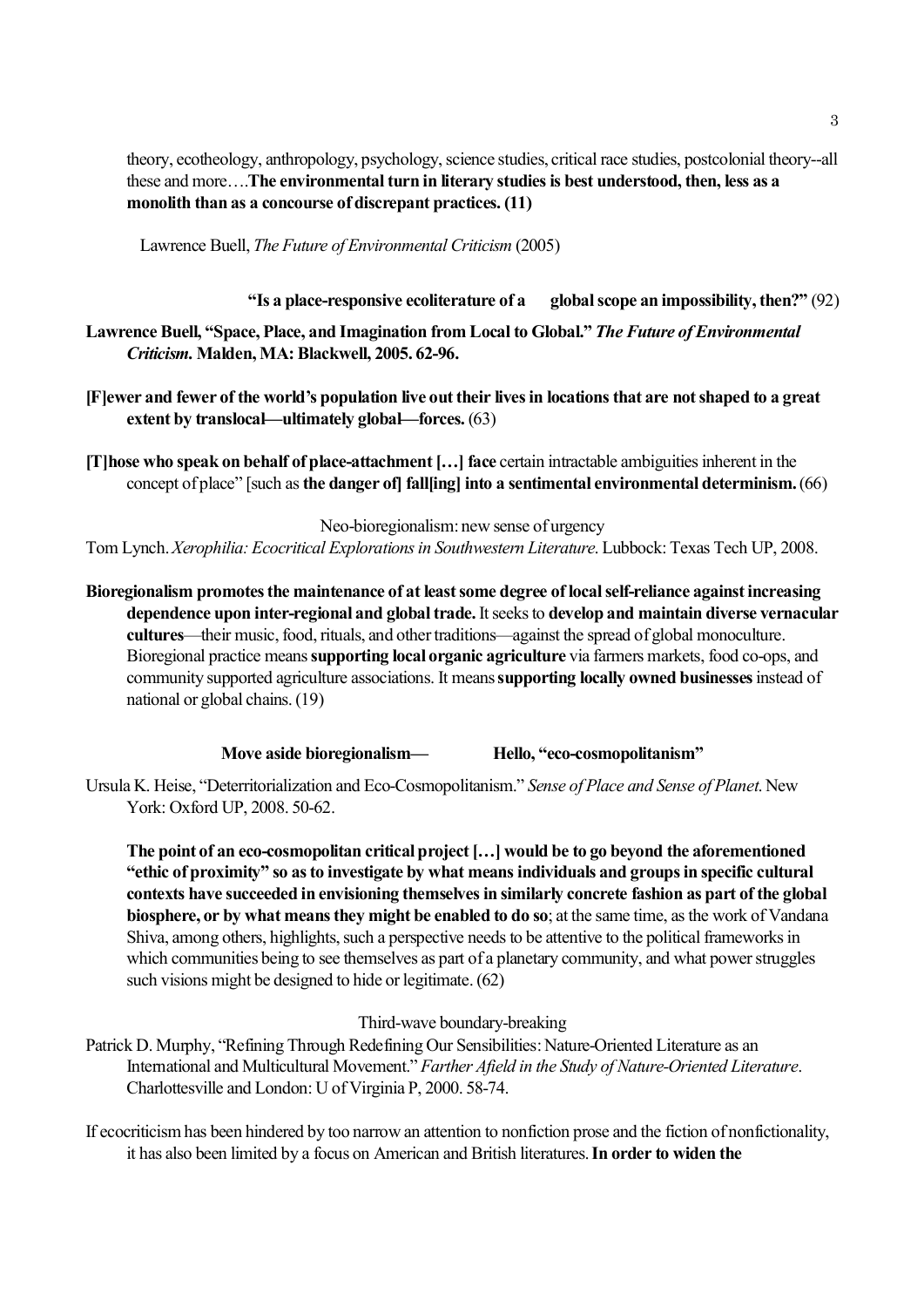theory, ecotheology, anthropology, psychology, science studies, critical race studies, postcolonial theory--all these and more….**The environmental turn in literary studies is best understood, then, less as a monolith than as a concourse of discrepant practices. (11)**

Lawrence Buell, *The Future of Environmental Criticism* (2005)

**"Is a place-responsive ecoliterature of a global scope an impossibility, then?"** (92)

**Lawrence Buell, "Space, Place, and Imagination from Local to Global."** ***The Future of Environmental Criticism*****. Malden, MA: Blackwell, 2005. 62-96.**

**[F]ewer and fewer of the world's population live out their lives in locations that are not shaped to a great extent by translocal—ultimately global—forces.** (63)

**[T]hose who speak on behalf of place-attachment […] face** certain intractable ambiguities inherent in the concept of place" [such as **the danger of] fall[ing] into a sentimental environmental determinism.** (66)

Neo-bioregionalism: new sense of urgency

Tom Lynch. *Xerophilia: Ecocritical Explorations in Southwestern Literature*. Lubbock: Texas Tech UP, 2008.

**Bioregionalism promotes the maintenance of at least some degree of local self-reliance against increasing dependence upon inter-regional and global trade.** It seeks to **develop and maintain diverse vernacular cultures**—their music, food, rituals, and other traditions—against the spread of global monoculture. Bioregional practice means **supporting local organic agriculture** via farmers markets, food co-ops, and community supported agriculture associations. It means **supporting locally owned businesses** instead of national or global chains. (19)

**Move aside bioregionalism— Hello, "eco-cosmopolitanism"**

Ursula K. Heise, "Deterritorialization and Eco-Cosmopolitanism." *Sense of Place and Sense of Planet*. New York: Oxford UP, 2008. 50-62.

**The point of an eco-cosmopolitan critical project […] would be to go beyond the aforementioned "ethic of proximity" so as to investigate by what means individuals and groups in specific cultural contexts have succeeded in envisioning themselves in similarly concrete fashion as part of the global biosphere, or by what means they might be enabled to do so**; at the same time, as the work of Vandana Shiva, among others, highlights, such a perspective needs to be attentive to the political frameworks in which communities being to see themselves as part of a planetary community, and what power struggles such visions might be designed to hide or legitimate. (62)

Third-wave boundary-breaking

Patrick D. Murphy, "Refining Through Redefining Our Sensibilities: Nature-Oriented Literature as an International and Multicultural Movement." *Farther Afield in the Study of Nature-Oriented Literature*. Charlottesville and London: U of Virginia P, 2000. 58-74.

If ecocriticism has been hindered by too narrow an attention to nonfiction prose and the fiction of nonfictionality, it has also been limited by a focus on American and British literatures. **In order to widen the**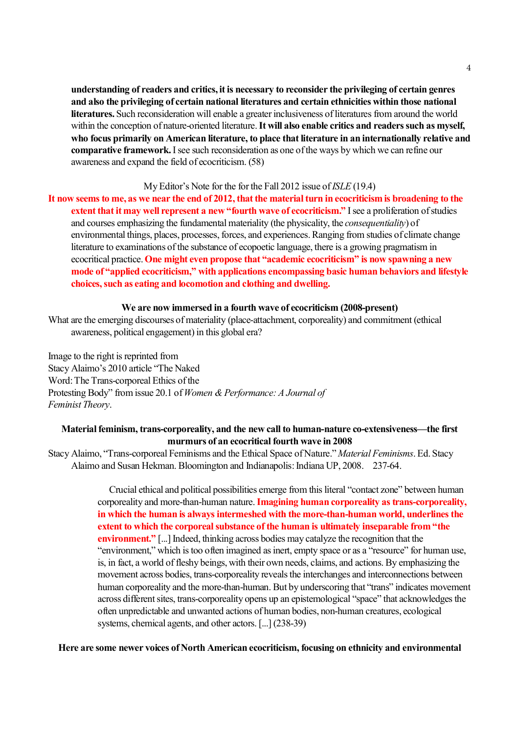**understanding of readers and critics, it is necessary to reconsider the privileging of certain genres and also the privileging of certain national literatures and certain ethnicities within those national literatures.** Such reconsideration will enable a greater inclusiveness of literatures from around the world within the conception of nature-oriented literature. **It will also enable critics and readers such as myself, who focus primarily on American literature, to place that literature in an internationally relative and comparative framework.** I see such reconsideration as one of the ways by which we can refine our awareness and expand the field of ecocriticism. (58)

My Editor's Note for the for the Fall 2012 issue of *ISLE* (19.4)

**It now seems to me, as we near the end of 2012, that the material turn in ecocriticism is broadening to the extent that it may well represent a new "fourth wave of ecocriticism."** I see a proliferation of studies and courses emphasizing the fundamental materiality (the physicality, the *consequentiality*) of environmental things, places, processes, forces, and experiences. Ranging from studies of climate change literature to examinations of the substance of ecopoetic language, there is a growing pragmatism in ecocritical practice. **One might even propose that "academic ecocriticism" is now spawning a new mode of "applied ecocriticism," with applications encompassing basic human behaviors and lifestyle choices, such as eating and locomotion and clothing and dwelling.**

**We are now immersed in a fourth wave of ecocriticism (2008-present)**

What are the emerging discourses of materiality (place-attachment, corporeality) and commitment (ethical awareness, political engagement) in this global era?

Image to the right is reprinted from Stacy Alaimo's 2010 article "The Naked Word: The Trans-corporeal Ethics of the Protesting Body" from issue 20.1 of *Women & Performance: A Journal of Feminist Theory*.

**Material feminism, trans-corporeality, and the new call to human-nature co-extensiveness—the first murmurs of an ecocritical fourth wave in 2008**

Stacy Alaimo, "Trans-corporeal Feminisms and the Ethical Space of Nature." *Material Feminisms*. Ed. Stacy Alaimo and Susan Hekman. Bloomington and Indianapolis: Indiana UP, 2008. 237-64.

> Crucial ethical and political possibilities emerge from this literal "contact zone" between human corporeality and more-than-human nature. **Imagining human corporeality as trans-corporeality, in which the human is always intermeshed with the more-than-human world, underlines the extent to which the corporeal substance of the human is ultimately inseparable from "the environment."** [...] Indeed, thinking across bodies may catalyze the recognition that the "environment," which is too often imagined as inert, empty space or as a "resource" for human use, is, in fact, a world of fleshy beings, with their own needs, claims, and actions. By emphasizing the movement across bodies, trans-corporeality reveals the interchanges and interconnections between human corporeality and the more-than-human. But by underscoring that "trans" indicates movement across different sites, trans-corporeality opens up an epistemological "space" that acknowledges the often unpredictable and unwanted actions of human bodies, non-human creatures, ecological systems, chemical agents, and other actors. [...] (238-39)

**Here are some newer voices of North American ecocriticism, focusing on ethnicity and environmental**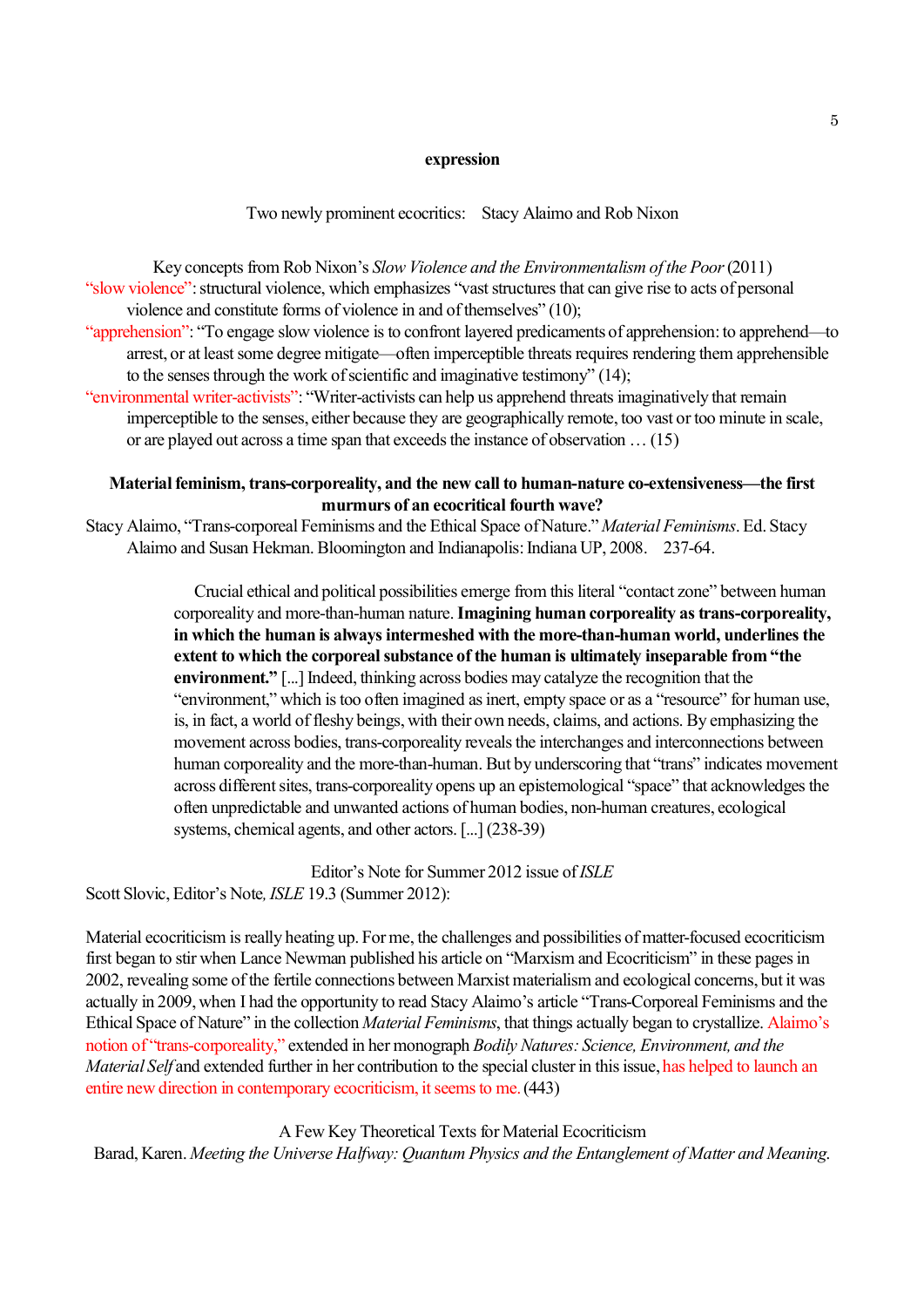**expression**

Two newly prominent ecocritics: Stacy Alaimo and Rob Nixon

Key concepts from Rob Nixon's *Slow Violence and the Environmentalism of the Poor* (2011)

"slow violence": structural violence, which emphasizes "vast structures that can give rise to acts of personal violence and constitute forms of violence in and of themselves" (10);

"apprehension": "To engage slow violence is to confront layered predicaments of apprehension: to apprehend—to arrest, or at least some degree mitigate—often imperceptible threats requires rendering them apprehensible to the senses through the work of scientific and imaginative testimony" (14);

"environmental writer-activists": "Writer-activists can help us apprehend threats imaginatively that remain imperceptible to the senses, either because they are geographically remote, too vast or too minute in scale, or are played out across a time span that exceeds the instance of observation … (15)

**Material feminism, trans-corporeality, and the new call to human-nature co-extensiveness—the first murmurs of an ecocritical fourth wave?**

Stacy Alaimo, "Trans-corporeal Feminisms and the Ethical Space of Nature." *Material Feminisms*. Ed. Stacy Alaimo and Susan Hekman. Bloomington and Indianapolis: Indiana UP, 2008. 237-64.

> Crucial ethical and political possibilities emerge from this literal "contact zone" between human corporeality and more-than-human nature. **Imagining human corporeality as trans-corporeality, in which the human is always intermeshed with the more-than-human world, underlines the extent to which the corporeal substance of the human is ultimately inseparable from "the environment."** [...] Indeed, thinking across bodies may catalyze the recognition that the "environment," which is too often imagined as inert, empty space or as a "resource" for human use, is, in fact, a world of fleshy beings, with their own needs, claims, and actions. By emphasizing the movement across bodies, trans-corporeality reveals the interchanges and interconnections between human corporeality and the more-than-human. But by underscoring that "trans" indicates movement across different sites, trans-corporeality opens up an epistemological "space" that acknowledges the often unpredictable and unwanted actions of human bodies, non-human creatures, ecological systems, chemical agents, and other actors. [...] (238-39)

Editor's Note for Summer 2012 issue of *ISLE*

Scott Slovic, Editor's Note, *ISLE* 19.3 (Summer 2012):

Material ecocriticism is really heating up. For me, the challenges and possibilities of matter-focused ecocriticism first began to stir when Lance Newman published his article on "Marxism and Ecocriticism" in these pages in 2002, revealing some of the fertile connections between Marxist materialism and ecological concerns, but it was actually in 2009, when I had the opportunity to read Stacy Alaimo's article "Trans-Corporeal Feminisms and the Ethical Space of Nature" in the collection *Material Feminisms*, that things actually began to crystallize. Alaimo's notion of "trans-corporeality," extended in her monograph *Bodily Natures: Science, Environment, and the Material Self* and extended further in her contribution to the special cluster in this issue, has helped to launch an entire new direction in contemporary ecocriticism, it seems to me. (443)

A Few Key Theoretical Texts for Material Ecocriticism

Barad, Karen. *Meeting the Universe Halfway: Quantum Physics and the Entanglement of Matter and Meaning.*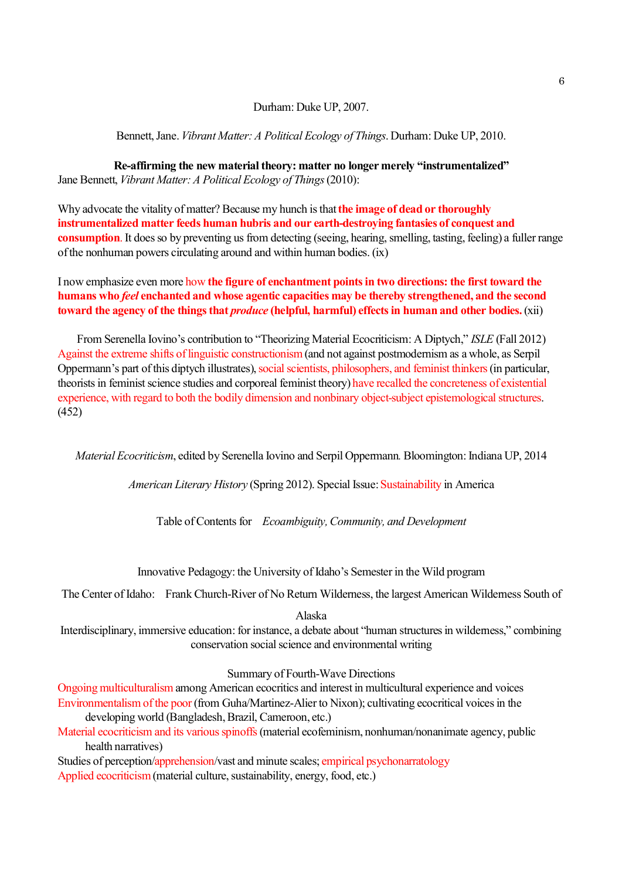Durham: Duke UP, 2007.

Bennett, Jane. *Vibrant Matter: A Political Ecology of Things*. Durham: Duke UP, 2010.

**Re-affirming the new material theory: matter no longer merely "instrumentalized"**

Jane Bennett, *Vibrant Matter: A Political Ecology of Things* (2010):

Why advocate the vitality of matter? Because my hunch is that **the image of dead or thoroughly instrumentalized matter feeds human hubris and our earth-destroying fantasies of conquest and consumption**. It does so by preventing us from detecting (seeing, hearing, smelling, tasting, feeling) a fuller range of the nonhuman powers circulating around and within human bodies. (ix)

I now emphasize even more how **the figure of enchantment points in two directions: the first toward the humans who *feel* enchanted and whose agentic capacities may be thereby strengthened, and the second toward the agency of the things that *produce* (helpful, harmful) effects in human and other bodies.** (xii)

From Serenella Iovino's contribution to "Theorizing Material Ecocriticism: A Diptych," *ISLE* (Fall 2012)
Against the extreme shifts of linguistic constructionism (and not against postmodernism as a whole, as Serpil Oppermann's part of this diptych illustrates), social scientists, philosophers, and feminist thinkers (in particular, theorists in feminist science studies and corporeal feminist theory) have recalled the concreteness of existential experience, with regard to both the bodily dimension and nonbinary object-subject epistemological structures. (452)

*Material Ecocriticism*, edited by Serenella Iovino and Serpil Oppermann. Bloomington: Indiana UP, 2014

*American Literary History* (Spring 2012). Special Issue: Sustainability in America

Table of Contents for *Ecoambiguity, Community, and Development*

Innovative Pedagogy: the University of Idaho's Semester in the Wild program

The Center of Idaho: Frank Church-River of No Return Wilderness, the largest American Wilderness South of Alaska

Interdisciplinary, immersive education: for instance, a debate about "human structures in wilderness," combining conservation social science and environmental writing

Summary of Fourth-Wave Directions

Ongoing multiculturalism among American ecocritics and interest in multicultural experience and voices
Environmentalism of the poor (from Guha/Martinez-Alier to Nixon); cultivating ecocritical voices in the developing world (Bangladesh, Brazil, Cameroon, etc.)
Material ecocriticism and its various spinoffs (material ecofeminism, nonhuman/nonanimate agency, public health narratives)
Studies of perception/apprehension/vast and minute scales; empirical psychonarratology
Applied ecocriticism (material culture, sustainability, energy, food, etc.)